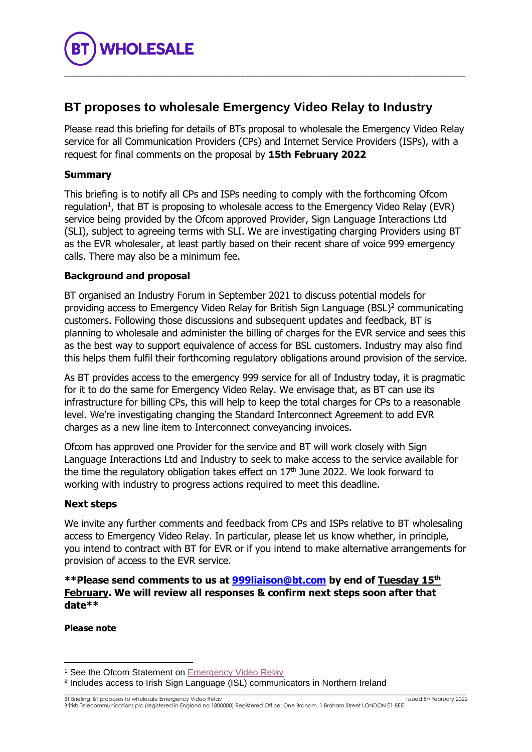BT WHOLESALE

# BT proposes to wholesale Emergency Video Relay to Industry

Please read this briefing for details of BTs proposal to wholesale the Emergency Video Relay service for all Communication Providers (CPs) and Internet Service Providers (ISPs), with a request for final comments on the proposal by **15th February 2022**

### Summary

This briefing is to notify all CPs and ISPs needing to comply with the forthcoming Ofcom regulation[1], that BT is proposing to wholesale access to the Emergency Video Relay (EVR) service being provided by the Ofcom approved Provider, Sign Language Interactions Ltd (SLI), subject to agreeing terms with SLI. We are investigating charging Providers using BT as the EVR wholesaler, at least partly based on their recent share of voice 999 emergency calls. There may also be a minimum fee.

### Background and proposal

BT organised an Industry Forum in September 2021 to discuss potential models for providing access to Emergency Video Relay for British Sign Language (BSL)[2] communicating customers. Following those discussions and subsequent updates and feedback, BT is planning to wholesale and administer the billing of charges for the EVR service and sees this as the best way to support equivalence of access for BSL customers. Industry may also find this helps them fulfil their forthcoming regulatory obligations around provision of the service.

As BT provides access to the emergency 999 service for all of Industry today, it is pragmatic for it to do the same for Emergency Video Relay. We envisage that, as BT can use its infrastructure for billing CPs, this will help to keep the total charges for CPs to a reasonable level. We're investigating changing the Standard Interconnect Agreement to add EVR charges as a new line item to Interconnect conveyancing invoices.

Ofcom has approved one Provider for the service and BT will work closely with Sign Language Interactions Ltd and Industry to seek to make access to the service available for the time the regulatory obligation takes effect on 17th June 2022. We look forward to working with industry to progress actions required to meet this deadline.

### Next steps

We invite any further comments and feedback from CPs and ISPs relative to BT wholesaling access to Emergency Video Relay. In particular, please let us know whether, in principle, you intend to contract with BT for EVR or if you intend to make alternative arrangements for provision of access to the EVR service.

**\*\*Please send comments to us at 999liaison@bt.com by end of Tuesday 15th February. We will review all responses & confirm next steps soon after that date\*\***

**Please note**

[1] See the Ofcom Statement on Emergency Video Relay

[2] Includes access to Irish Sign Language (ISL) communicators in Northern Ireland

BT Briefing: BT proposes to wholesale Emergency Video Relay — Issued 8th February 2022
British Telecommunications plc (registered in England no.1800000) Registered Office: One Braham, 1 Braham Street LONDON E1 8EE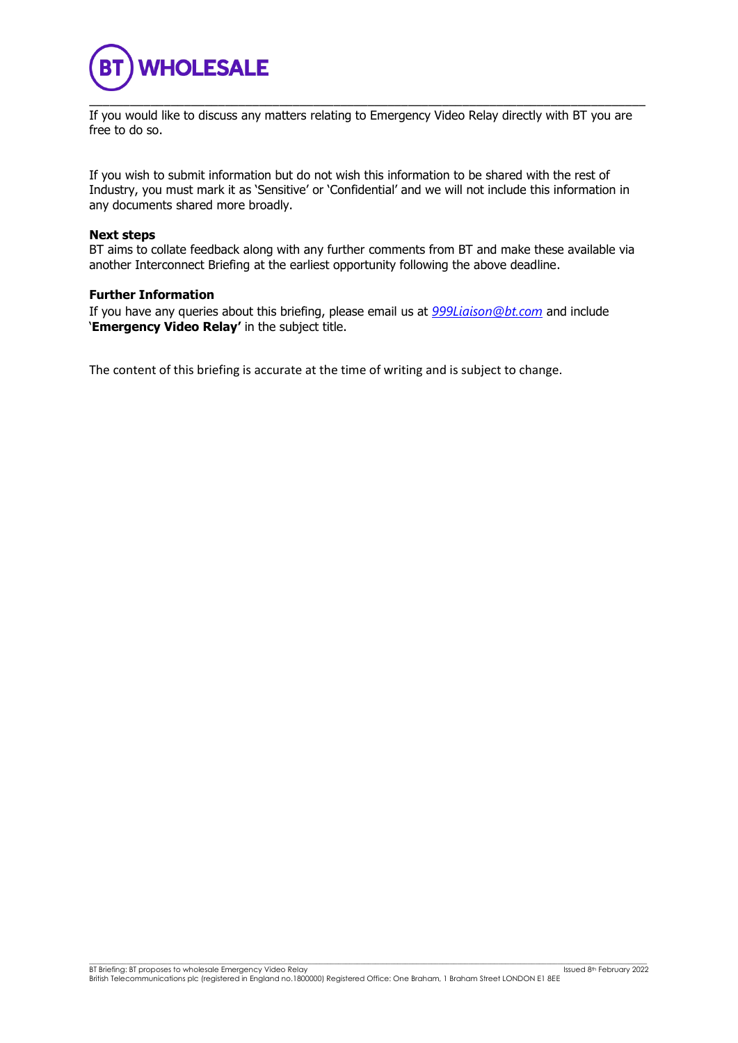If you would like to discuss any matters relating to Emergency Video Relay directly with BT you are free to do so.

If you wish to submit information but do not wish this information to be shared with the rest of Industry, you must mark it as 'Sensitive' or 'Confidential' and we will not include this information in any documents shared more broadly.

**Next steps**
BT aims to collate feedback along with any further comments from BT and make these available via another Interconnect Briefing at the earliest opportunity following the above deadline.

**Further Information**
If you have any queries about this briefing, please email us at *999Liaison@bt.com* and include '**Emergency Video Relay'** in the subject title.

The content of this briefing is accurate at the time of writing and is subject to change.